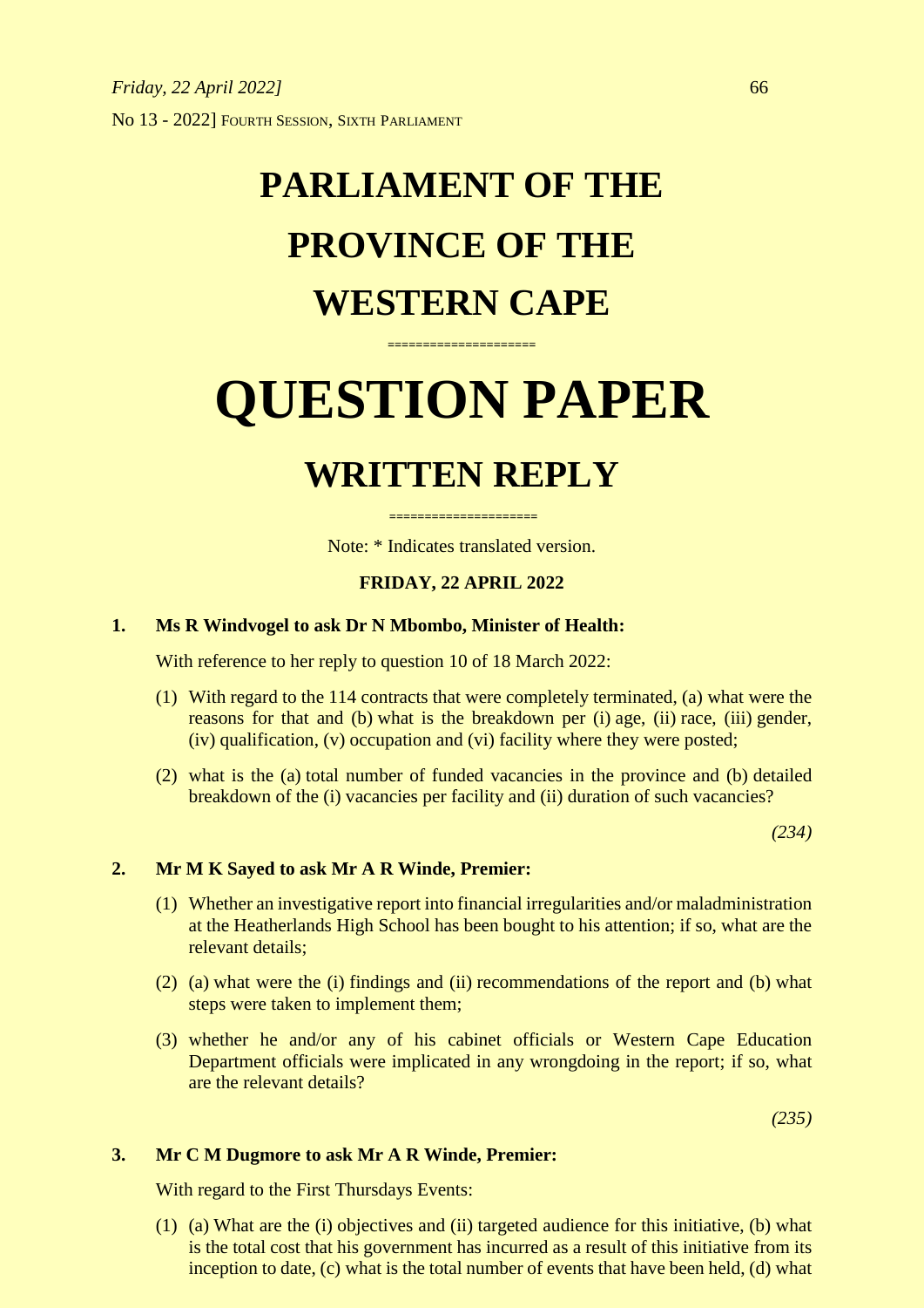*Friday, 22 April 2022]*

No 13 - 2022] FOURTH SESSION, SIXTH PARLIAMENT

# PARLIAMENT OF THE PROVINCE OF THE WESTERN CAPE

====================

# QUESTION PAPER

## WRITTEN REPLY

====================

Note: * Indicates translated version.

**FRIDAY, 22 APRIL 2022**

**1. Ms R Windvogel to ask Dr N Mbombo, Minister of Health:**

With reference to her reply to question 10 of 18 March 2022:

(1) With regard to the 114 contracts that were completely terminated, (a) what were the reasons for that and (b) what is the breakdown per (i) age, (ii) race, (iii) gender, (iv) qualification, (v) occupation and (vi) facility where they were posted;

(2) what is the (a) total number of funded vacancies in the province and (b) detailed breakdown of the (i) vacancies per facility and (ii) duration of such vacancies?

*(234)*

**2. Mr M K Sayed to ask Mr A R Winde, Premier:**

(1) Whether an investigative report into financial irregularities and/or maladministration at the Heatherlands High School has been bought to his attention; if so, what are the relevant details;

(2) (a) what were the (i) findings and (ii) recommendations of the report and (b) what steps were taken to implement them;

(3) whether he and/or any of his cabinet officials or Western Cape Education Department officials were implicated in any wrongdoing in the report; if so, what are the relevant details?

*(235)*

**3. Mr C M Dugmore to ask Mr A R Winde, Premier:**

With regard to the First Thursdays Events:

(1) (a) What are the (i) objectives and (ii) targeted audience for this initiative, (b) what is the total cost that his government has incurred as a result of this initiative from its inception to date, (c) what is the total number of events that have been held, (d) what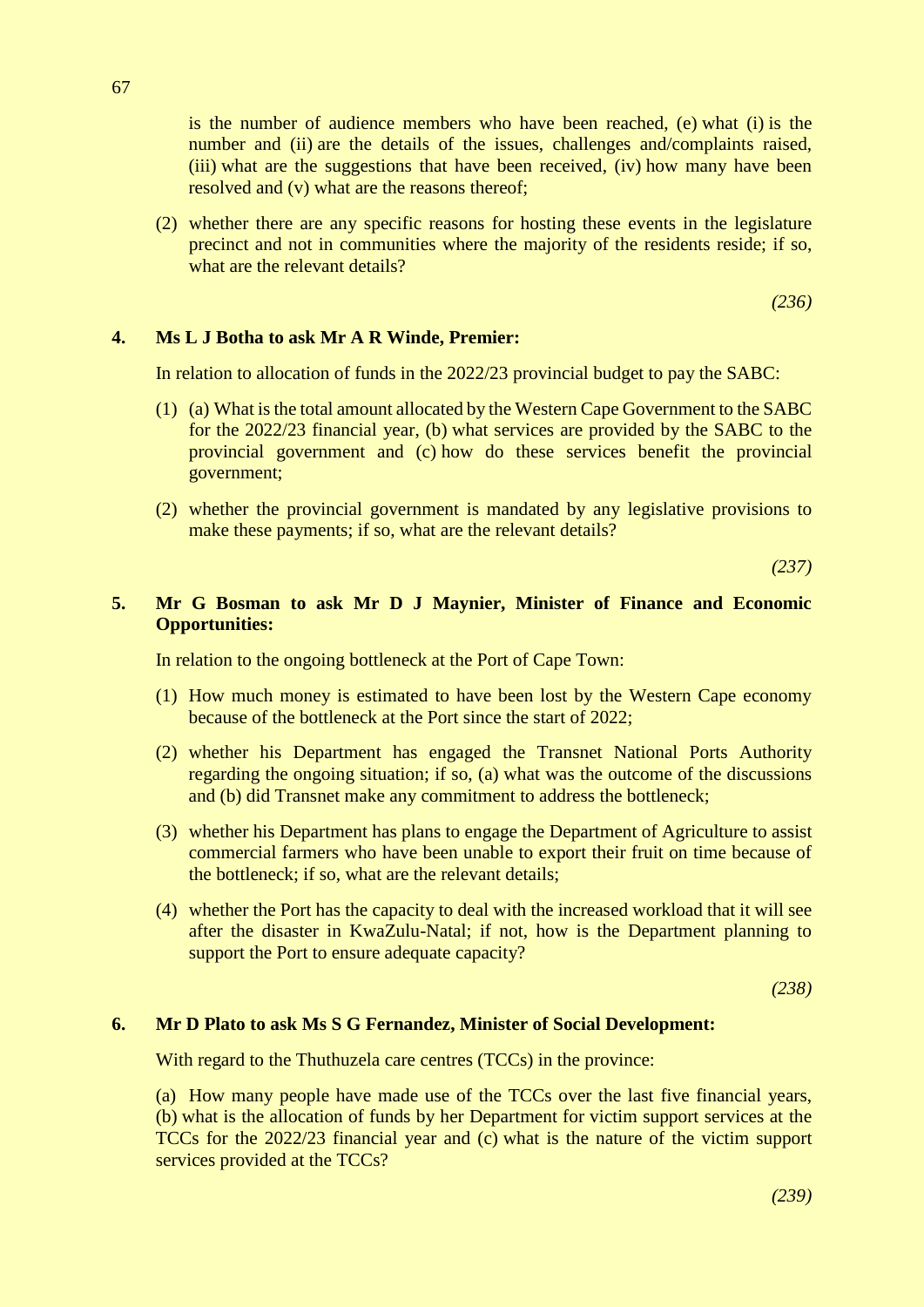is the number of audience members who have been reached, (e) what (i) is the number and (ii) are the details of the issues, challenges and/complaints raised, (iii) what are the suggestions that have been received, (iv) how many have been resolved and (v) what are the reasons thereof;

(2) whether there are any specific reasons for hosting these events in the legislature precinct and not in communities where the majority of the residents reside; if so, what are the relevant details?

*(236)*

**4. Ms L J Botha to ask Mr A R Winde, Premier:**

In relation to allocation of funds in the 2022/23 provincial budget to pay the SABC:

(1) (a) What is the total amount allocated by the Western Cape Government to the SABC for the 2022/23 financial year, (b) what services are provided by the SABC to the provincial government and (c) how do these services benefit the provincial government;

(2) whether the provincial government is mandated by any legislative provisions to make these payments; if so, what are the relevant details?

*(237)*

**5. Mr G Bosman to ask Mr D J Maynier, Minister of Finance and Economic Opportunities:**

In relation to the ongoing bottleneck at the Port of Cape Town:

(1) How much money is estimated to have been lost by the Western Cape economy because of the bottleneck at the Port since the start of 2022;

(2) whether his Department has engaged the Transnet National Ports Authority regarding the ongoing situation; if so, (a) what was the outcome of the discussions and (b) did Transnet make any commitment to address the bottleneck;

(3) whether his Department has plans to engage the Department of Agriculture to assist commercial farmers who have been unable to export their fruit on time because of the bottleneck; if so, what are the relevant details;

(4) whether the Port has the capacity to deal with the increased workload that it will see after the disaster in KwaZulu-Natal; if not, how is the Department planning to support the Port to ensure adequate capacity?

*(238)*

**6. Mr D Plato to ask Ms S G Fernandez, Minister of Social Development:**

With regard to the Thuthuzela care centres (TCCs) in the province:

(a) How many people have made use of the TCCs over the last five financial years, (b) what is the allocation of funds by her Department for victim support services at the TCCs for the 2022/23 financial year and (c) what is the nature of the victim support services provided at the TCCs?

*(239)*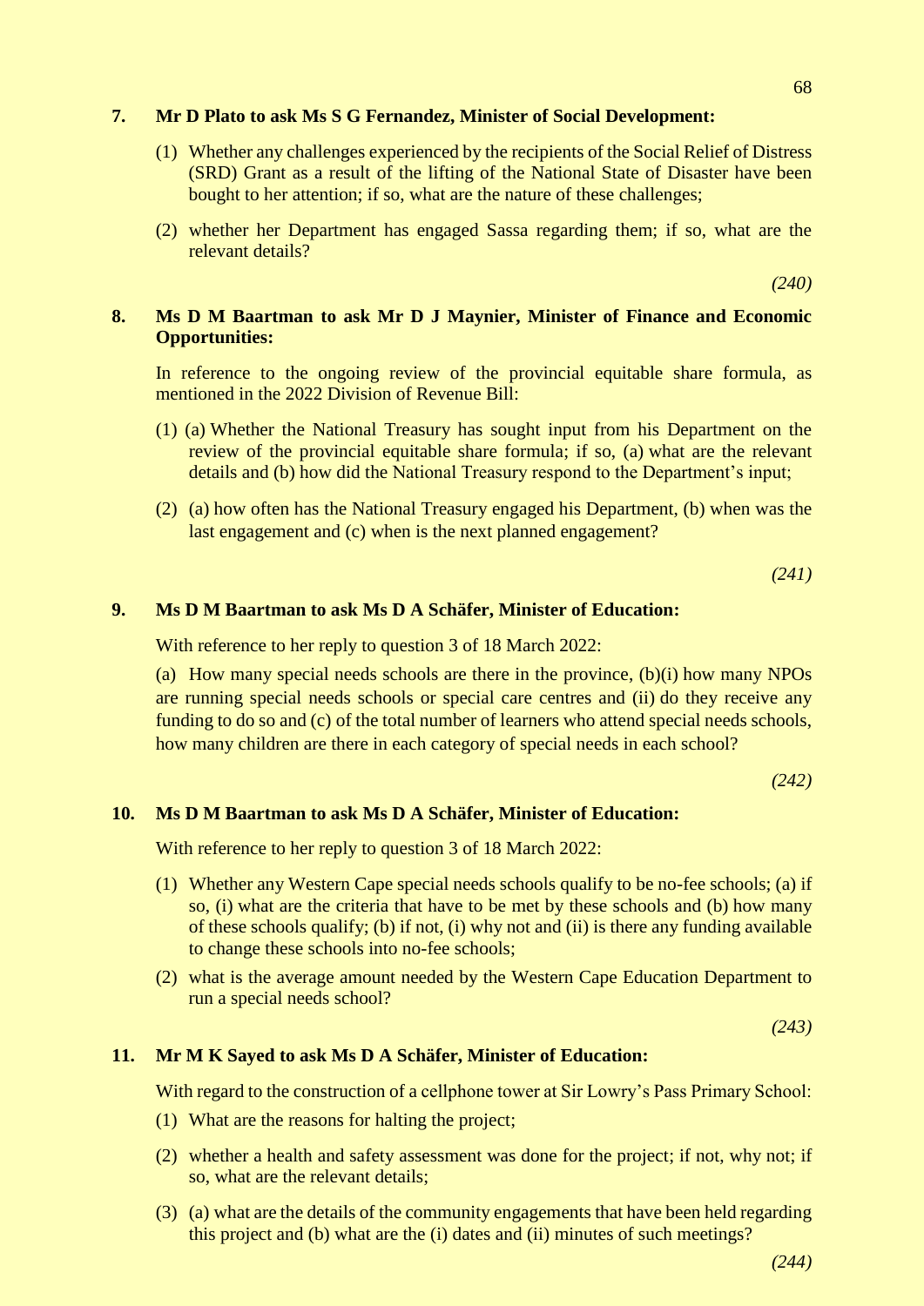**7. Mr D Plato to ask Ms S G Fernandez, Minister of Social Development:**

(1) Whether any challenges experienced by the recipients of the Social Relief of Distress (SRD) Grant as a result of the lifting of the National State of Disaster have been bought to her attention; if so, what are the nature of these challenges;

(2) whether her Department has engaged Sassa regarding them; if so, what are the relevant details?

*(240)*

**8. Ms D M Baartman to ask Mr D J Maynier, Minister of Finance and Economic Opportunities:**

In reference to the ongoing review of the provincial equitable share formula, as mentioned in the 2022 Division of Revenue Bill:

(1) (a) Whether the National Treasury has sought input from his Department on the review of the provincial equitable share formula; if so, (a) what are the relevant details and (b) how did the National Treasury respond to the Department's input;

(2) (a) how often has the National Treasury engaged his Department, (b) when was the last engagement and (c) when is the next planned engagement?

*(241)*

**9. Ms D M Baartman to ask Ms D A Schäfer, Minister of Education:**

With reference to her reply to question 3 of 18 March 2022:

(a) How many special needs schools are there in the province, (b)(i) how many NPOs are running special needs schools or special care centres and (ii) do they receive any funding to do so and (c) of the total number of learners who attend special needs schools, how many children are there in each category of special needs in each school?

*(242)*

**10. Ms D M Baartman to ask Ms D A Schäfer, Minister of Education:**

With reference to her reply to question 3 of 18 March 2022:

(1) Whether any Western Cape special needs schools qualify to be no-fee schools; (a) if so, (i) what are the criteria that have to be met by these schools and (b) how many of these schools qualify; (b) if not, (i) why not and (ii) is there any funding available to change these schools into no-fee schools;

(2) what is the average amount needed by the Western Cape Education Department to run a special needs school?

*(243)*

**11. Mr M K Sayed to ask Ms D A Schäfer, Minister of Education:**

With regard to the construction of a cellphone tower at Sir Lowry's Pass Primary School:

(1) What are the reasons for halting the project;

(2) whether a health and safety assessment was done for the project; if not, why not; if so, what are the relevant details;

(3) (a) what are the details of the community engagements that have been held regarding this project and (b) what are the (i) dates and (ii) minutes of such meetings?

*(244)*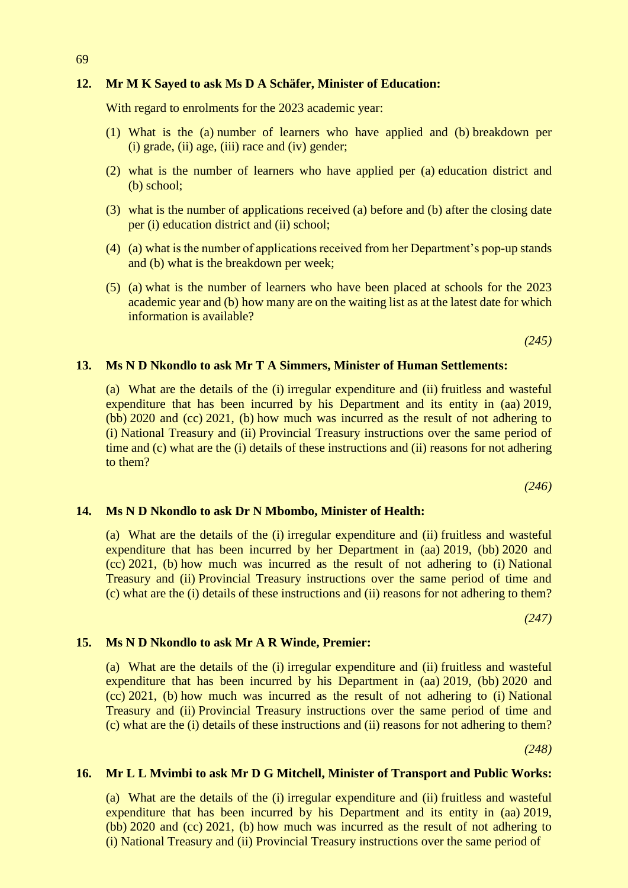**12. Mr M K Sayed to ask Ms D A Schäfer, Minister of Education:**

With regard to enrolments for the 2023 academic year:

(1) What is the (a) number of learners who have applied and (b) breakdown per (i) grade, (ii) age, (iii) race and (iv) gender;

(2) what is the number of learners who have applied per (a) education district and (b) school;

(3) what is the number of applications received (a) before and (b) after the closing date per (i) education district and (ii) school;

(4) (a) what is the number of applications received from her Department's pop-up stands and (b) what is the breakdown per week;

(5) (a) what is the number of learners who have been placed at schools for the 2023 academic year and (b) how many are on the waiting list as at the latest date for which information is available?

*(245)*

**13. Ms N D Nkondlo to ask Mr T A Simmers, Minister of Human Settlements:**

(a) What are the details of the (i) irregular expenditure and (ii) fruitless and wasteful expenditure that has been incurred by his Department and its entity in (aa) 2019, (bb) 2020 and (cc) 2021, (b) how much was incurred as the result of not adhering to (i) National Treasury and (ii) Provincial Treasury instructions over the same period of time and (c) what are the (i) details of these instructions and (ii) reasons for not adhering to them?

*(246)*

**14. Ms N D Nkondlo to ask Dr N Mbombo, Minister of Health:**

(a) What are the details of the (i) irregular expenditure and (ii) fruitless and wasteful expenditure that has been incurred by her Department in (aa) 2019, (bb) 2020 and (cc) 2021, (b) how much was incurred as the result of not adhering to (i) National Treasury and (ii) Provincial Treasury instructions over the same period of time and (c) what are the (i) details of these instructions and (ii) reasons for not adhering to them?

*(247)*

**15. Ms N D Nkondlo to ask Mr A R Winde, Premier:**

(a) What are the details of the (i) irregular expenditure and (ii) fruitless and wasteful expenditure that has been incurred by his Department in (aa) 2019, (bb) 2020 and (cc) 2021, (b) how much was incurred as the result of not adhering to (i) National Treasury and (ii) Provincial Treasury instructions over the same period of time and (c) what are the (i) details of these instructions and (ii) reasons for not adhering to them?

*(248)*

**16. Mr L L Mvimbi to ask Mr D G Mitchell, Minister of Transport and Public Works:**

(a) What are the details of the (i) irregular expenditure and (ii) fruitless and wasteful expenditure that has been incurred by his Department and its entity in (aa) 2019, (bb) 2020 and (cc) 2021, (b) how much was incurred as the result of not adhering to (i) National Treasury and (ii) Provincial Treasury instructions over the same period of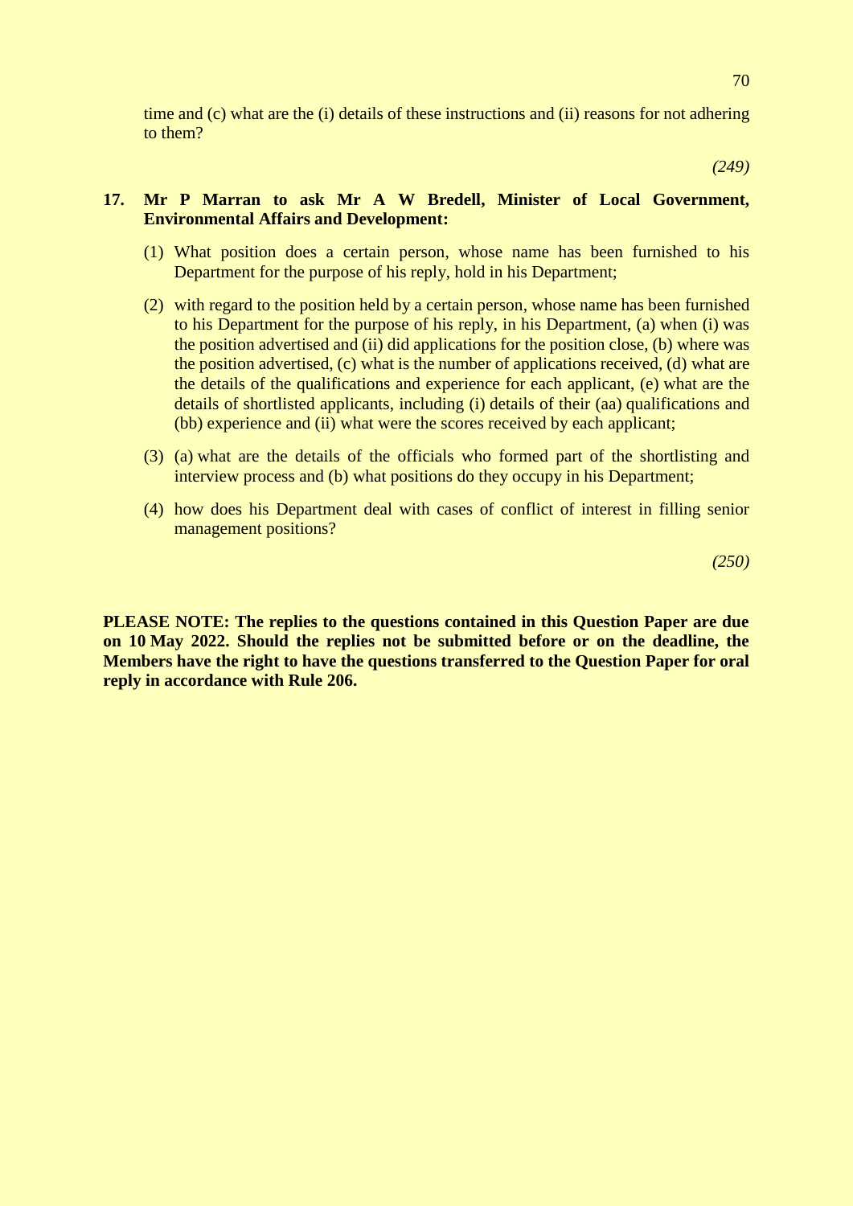time and (c) what are the (i) details of these instructions and (ii) reasons for not adhering to them?

*(249)*

**17. Mr P Marran to ask Mr A W Bredell, Minister of Local Government, Environmental Affairs and Development:**

(1) What position does a certain person, whose name has been furnished to his Department for the purpose of his reply, hold in his Department;

(2) with regard to the position held by a certain person, whose name has been furnished to his Department for the purpose of his reply, in his Department, (a) when (i) was the position advertised and (ii) did applications for the position close, (b) where was the position advertised, (c) what is the number of applications received, (d) what are the details of the qualifications and experience for each applicant, (e) what are the details of shortlisted applicants, including (i) details of their (aa) qualifications and (bb) experience and (ii) what were the scores received by each applicant;

(3) (a) what are the details of the officials who formed part of the shortlisting and interview process and (b) what positions do they occupy in his Department;

(4) how does his Department deal with cases of conflict of interest in filling senior management positions?

*(250)*

**PLEASE NOTE: The replies to the questions contained in this Question Paper are due on 10 May 2022. Should the replies not be submitted before or on the deadline, the Members have the right to have the questions transferred to the Question Paper for oral reply in accordance with Rule 206.**